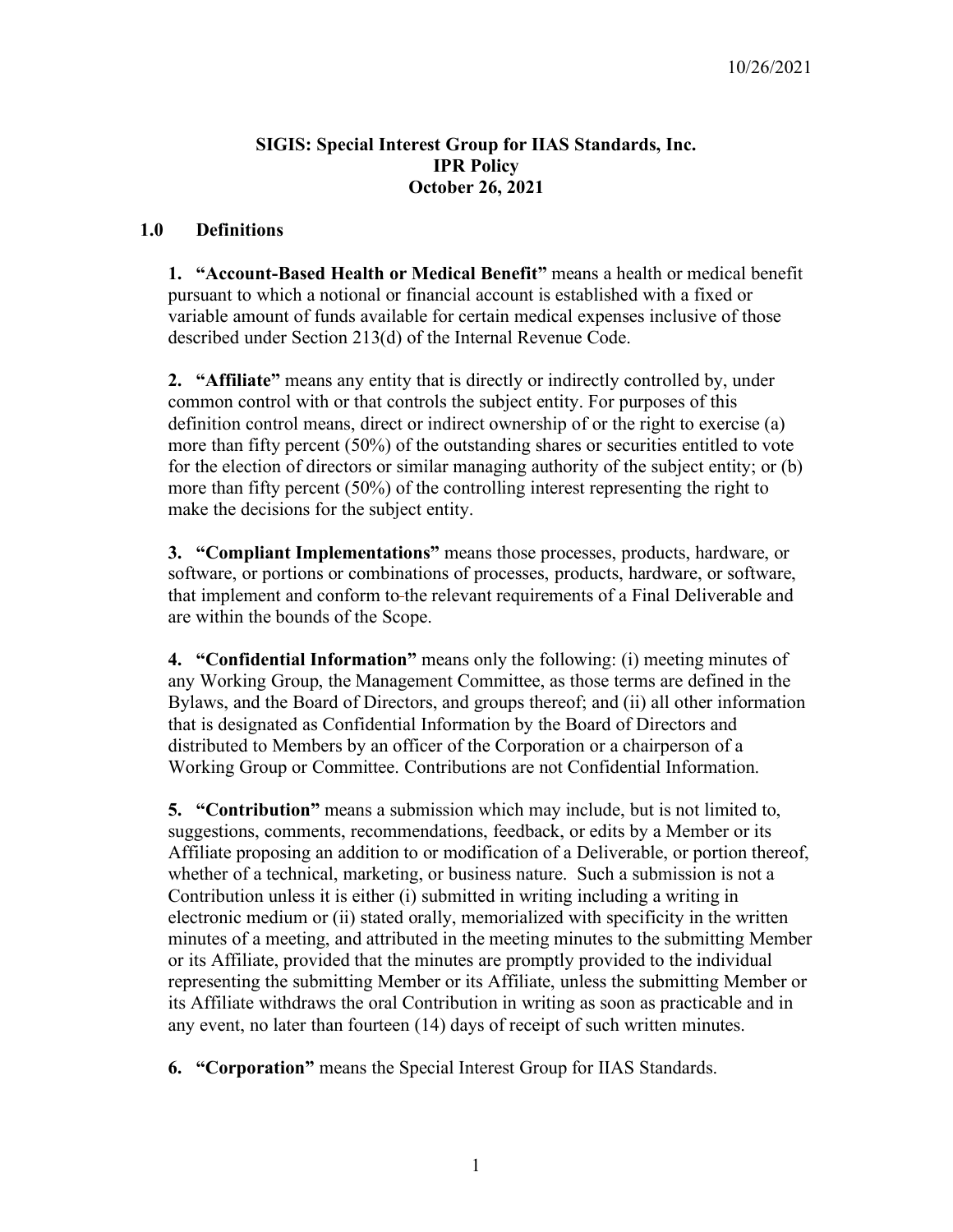10/26/2021

**SIGIS: Special Interest Group for IIAS Standards, Inc.**
**IPR Policy**
**October 26, 2021**

## 1.0 Definitions

**1. "Account-Based Health or Medical Benefit"** means a health or medical benefit pursuant to which a notional or financial account is established with a fixed or variable amount of funds available for certain medical expenses inclusive of those described under Section 213(d) of the Internal Revenue Code.

**2. "Affiliate"** means any entity that is directly or indirectly controlled by, under common control with or that controls the subject entity. For purposes of this definition control means, direct or indirect ownership of or the right to exercise (a) more than fifty percent (50%) of the outstanding shares or securities entitled to vote for the election of directors or similar managing authority of the subject entity; or (b) more than fifty percent (50%) of the controlling interest representing the right to make the decisions for the subject entity.

**3. "Compliant Implementations"** means those processes, products, hardware, or software, or portions or combinations of processes, products, hardware, or software, that implement and conform to the relevant requirements of a Final Deliverable and are within the bounds of the Scope.

**4. "Confidential Information"** means only the following: (i) meeting minutes of any Working Group, the Management Committee, as those terms are defined in the Bylaws, and the Board of Directors, and groups thereof; and (ii) all other information that is designated as Confidential Information by the Board of Directors and distributed to Members by an officer of the Corporation or a chairperson of a Working Group or Committee. Contributions are not Confidential Information.

**5. "Contribution"** means a submission which may include, but is not limited to, suggestions, comments, recommendations, feedback, or edits by a Member or its Affiliate proposing an addition to or modification of a Deliverable, or portion thereof, whether of a technical, marketing, or business nature. Such a submission is not a Contribution unless it is either (i) submitted in writing including a writing in electronic medium or (ii) stated orally, memorialized with specificity in the written minutes of a meeting, and attributed in the meeting minutes to the submitting Member or its Affiliate, provided that the minutes are promptly provided to the individual representing the submitting Member or its Affiliate, unless the submitting Member or its Affiliate withdraws the oral Contribution in writing as soon as practicable and in any event, no later than fourteen (14) days of receipt of such written minutes.

**6. "Corporation"** means the Special Interest Group for IIAS Standards.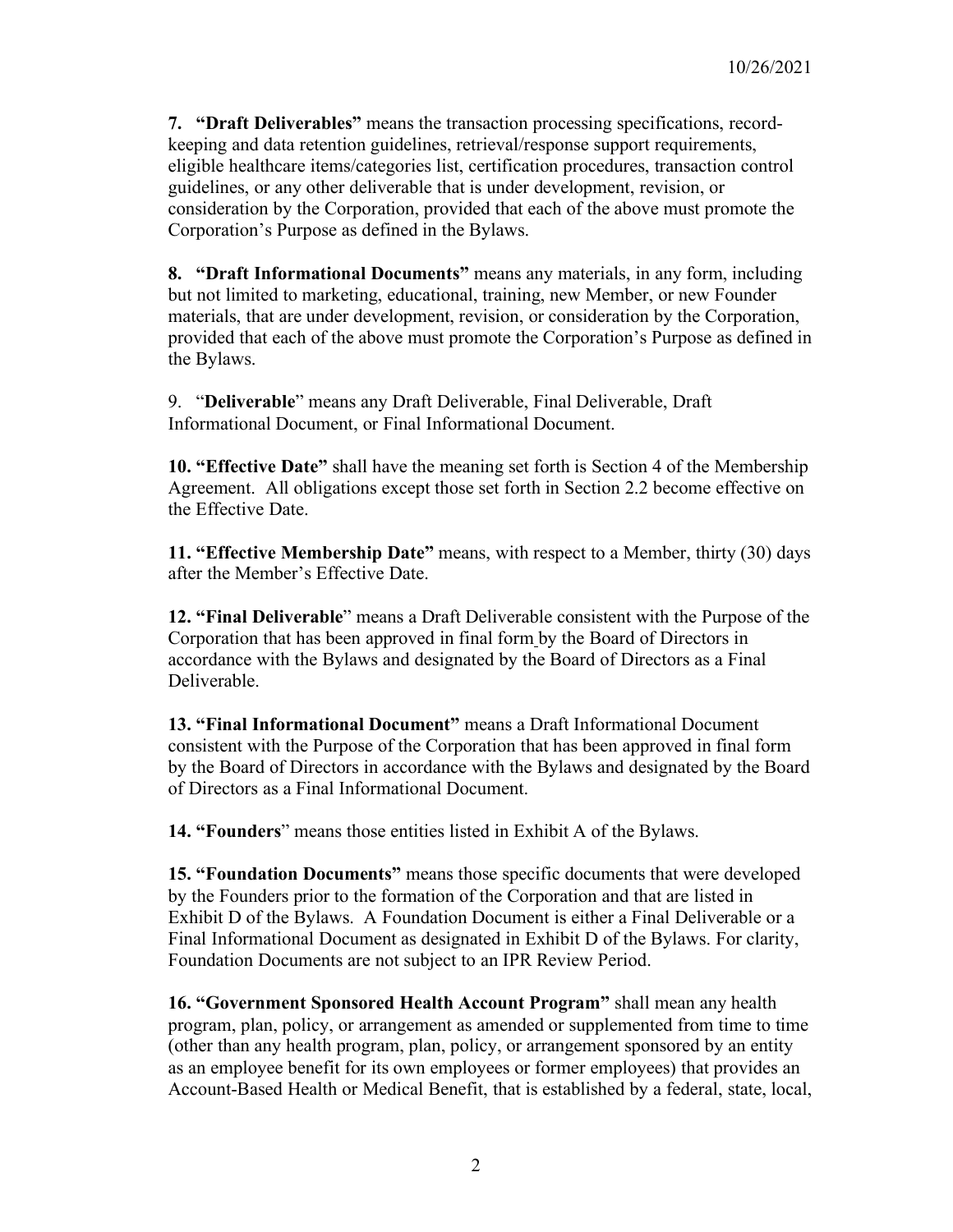**7. "Draft Deliverables"** means the transaction processing specifications, record-keeping and data retention guidelines, retrieval/response support requirements, eligible healthcare items/categories list, certification procedures, transaction control guidelines, or any other deliverable that is under development, revision, or consideration by the Corporation, provided that each of the above must promote the Corporation's Purpose as defined in the Bylaws.

**8. "Draft Informational Documents"** means any materials, in any form, including but not limited to marketing, educational, training, new Member, or new Founder materials, that are under development, revision, or consideration by the Corporation, provided that each of the above must promote the Corporation's Purpose as defined in the Bylaws.

9. "**Deliverable**" means any Draft Deliverable, Final Deliverable, Draft Informational Document, or Final Informational Document.

**10. "Effective Date"** shall have the meaning set forth is Section 4 of the Membership Agreement. All obligations except those set forth in Section 2.2 become effective on the Effective Date.

**11. "Effective Membership Date"** means, with respect to a Member, thirty (30) days after the Member's Effective Date.

**12. "Final Deliverable**" means a Draft Deliverable consistent with the Purpose of the Corporation that has been approved in final form by the Board of Directors in accordance with the Bylaws and designated by the Board of Directors as a Final Deliverable.

**13. "Final Informational Document"** means a Draft Informational Document consistent with the Purpose of the Corporation that has been approved in final form by the Board of Directors in accordance with the Bylaws and designated by the Board of Directors as a Final Informational Document.

**14. "Founders**" means those entities listed in Exhibit A of the Bylaws.

**15. "Foundation Documents"** means those specific documents that were developed by the Founders prior to the formation of the Corporation and that are listed in Exhibit D of the Bylaws. A Foundation Document is either a Final Deliverable or a Final Informational Document as designated in Exhibit D of the Bylaws. For clarity, Foundation Documents are not subject to an IPR Review Period.

**16. "Government Sponsored Health Account Program"** shall mean any health program, plan, policy, or arrangement as amended or supplemented from time to time (other than any health program, plan, policy, or arrangement sponsored by an entity as an employee benefit for its own employees or former employees) that provides an Account-Based Health or Medical Benefit, that is established by a federal, state, local,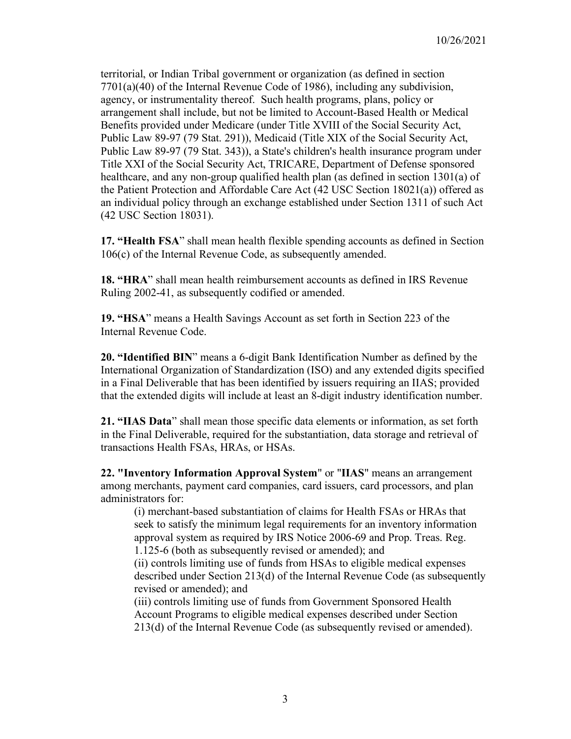territorial, or Indian Tribal government or organization (as defined in section 7701(a)(40) of the Internal Revenue Code of 1986), including any subdivision, agency, or instrumentality thereof. Such health programs, plans, policy or arrangement shall include, but not be limited to Account-Based Health or Medical Benefits provided under Medicare (under Title XVIII of the Social Security Act, Public Law 89-97 (79 Stat. 291)), Medicaid (Title XIX of the Social Security Act, Public Law 89-97 (79 Stat. 343)), a State's children's health insurance program under Title XXI of the Social Security Act, TRICARE, Department of Defense sponsored healthcare, and any non-group qualified health plan (as defined in section 1301(a) of the Patient Protection and Affordable Care Act (42 USC Section 18021(a)) offered as an individual policy through an exchange established under Section 1311 of such Act (42 USC Section 18031).

**17. "Health FSA**" shall mean health flexible spending accounts as defined in Section 106(c) of the Internal Revenue Code, as subsequently amended.

**18. "HRA**" shall mean health reimbursement accounts as defined in IRS Revenue Ruling 2002-41, as subsequently codified or amended.

**19. "HSA**" means a Health Savings Account as set forth in Section 223 of the Internal Revenue Code.

**20. "Identified BIN**" means a 6-digit Bank Identification Number as defined by the International Organization of Standardization (ISO) and any extended digits specified in a Final Deliverable that has been identified by issuers requiring an IIAS; provided that the extended digits will include at least an 8-digit industry identification number.

**21. "IIAS Data**" shall mean those specific data elements or information, as set forth in the Final Deliverable, required for the substantiation, data storage and retrieval of transactions Health FSAs, HRAs, or HSAs.

**22. "Inventory Information Approval System"** or "**IIAS**" means an arrangement among merchants, payment card companies, card issuers, card processors, and plan administrators for:

(i) merchant-based substantiation of claims for Health FSAs or HRAs that seek to satisfy the minimum legal requirements for an inventory information approval system as required by IRS Notice 2006-69 and Prop. Treas. Reg. 1.125-6 (both as subsequently revised or amended); and

(ii) controls limiting use of funds from HSAs to eligible medical expenses described under Section 213(d) of the Internal Revenue Code (as subsequently revised or amended); and

(iii) controls limiting use of funds from Government Sponsored Health Account Programs to eligible medical expenses described under Section 213(d) of the Internal Revenue Code (as subsequently revised or amended).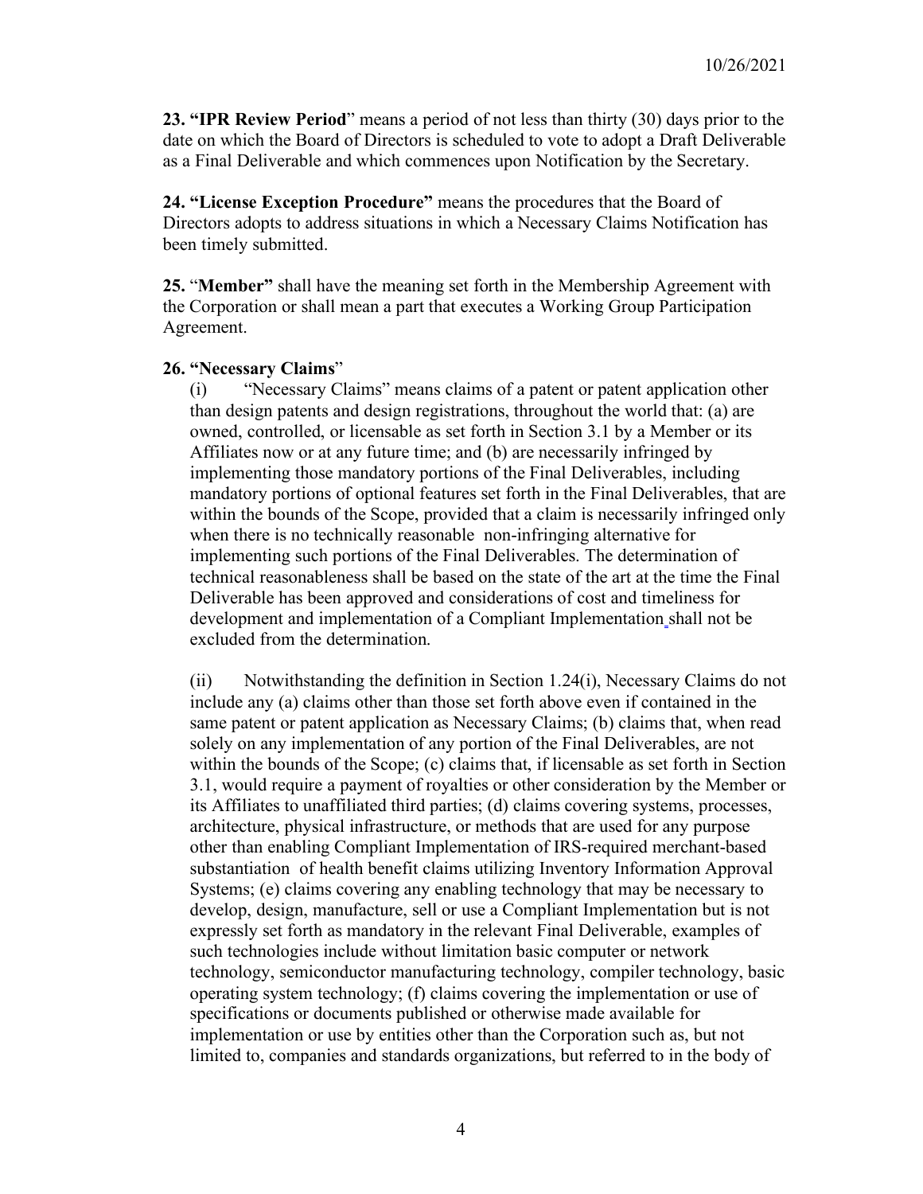**23. "IPR Review Period**" means a period of not less than thirty (30) days prior to the date on which the Board of Directors is scheduled to vote to adopt a Draft Deliverable as a Final Deliverable and which commences upon Notification by the Secretary.

**24. "License Exception Procedure"** means the procedures that the Board of Directors adopts to address situations in which a Necessary Claims Notification has been timely submitted.

**25.** "**Member"** shall have the meaning set forth in the Membership Agreement with the Corporation or shall mean a part that executes a Working Group Participation Agreement.

**26. "Necessary Claims**"

(i) "Necessary Claims" means claims of a patent or patent application other than design patents and design registrations, throughout the world that: (a) are owned, controlled, or licensable as set forth in Section 3.1 by a Member or its Affiliates now or at any future time; and (b) are necessarily infringed by implementing those mandatory portions of the Final Deliverables, including mandatory portions of optional features set forth in the Final Deliverables, that are within the bounds of the Scope, provided that a claim is necessarily infringed only when there is no technically reasonable non-infringing alternative for implementing such portions of the Final Deliverables. The determination of technical reasonableness shall be based on the state of the art at the time the Final Deliverable has been approved and considerations of cost and timeliness for development and implementation of a Compliant Implementation shall not be excluded from the determination.

(ii) Notwithstanding the definition in Section 1.24(i), Necessary Claims do not include any (a) claims other than those set forth above even if contained in the same patent or patent application as Necessary Claims; (b) claims that, when read solely on any implementation of any portion of the Final Deliverables, are not within the bounds of the Scope; (c) claims that, if licensable as set forth in Section 3.1, would require a payment of royalties or other consideration by the Member or its Affiliates to unaffiliated third parties; (d) claims covering systems, processes, architecture, physical infrastructure, or methods that are used for any purpose other than enabling Compliant Implementation of IRS-required merchant-based substantiation of health benefit claims utilizing Inventory Information Approval Systems; (e) claims covering any enabling technology that may be necessary to develop, design, manufacture, sell or use a Compliant Implementation but is not expressly set forth as mandatory in the relevant Final Deliverable, examples of such technologies include without limitation basic computer or network technology, semiconductor manufacturing technology, compiler technology, basic operating system technology; (f) claims covering the implementation or use of specifications or documents published or otherwise made available for implementation or use by entities other than the Corporation such as, but not limited to, companies and standards organizations, but referred to in the body of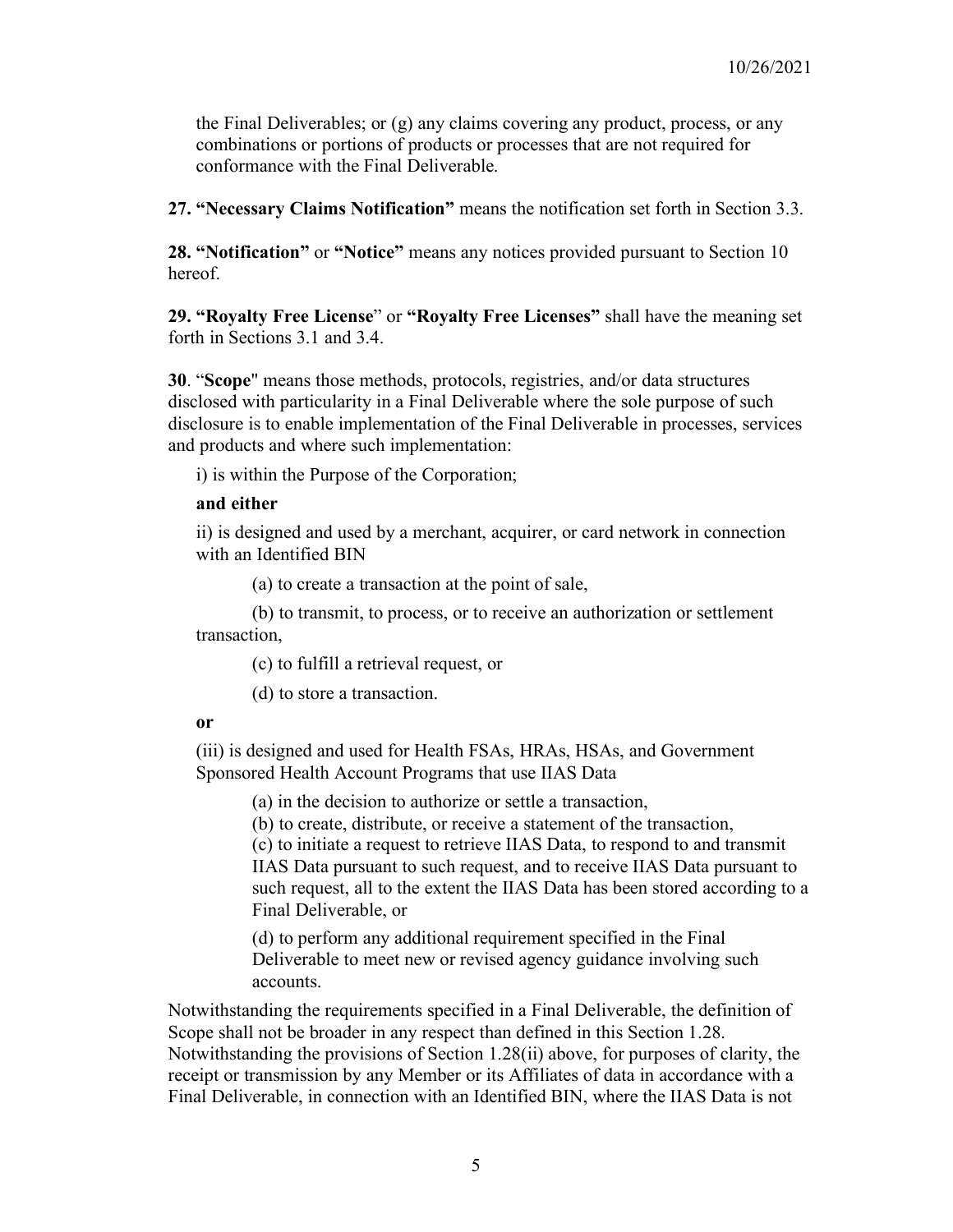the Final Deliverables; or (g) any claims covering any product, process, or any combinations or portions of products or processes that are not required for conformance with the Final Deliverable.

**27. "Necessary Claims Notification"** means the notification set forth in Section 3.3.

**28. "Notification"** or **"Notice"** means any notices provided pursuant to Section 10 hereof.

**29. "Royalty Free License**" or **"Royalty Free Licenses"** shall have the meaning set forth in Sections 3.1 and 3.4.

**30**. "**Scope**" means those methods, protocols, registries, and/or data structures disclosed with particularity in a Final Deliverable where the sole purpose of such disclosure is to enable implementation of the Final Deliverable in processes, services and products and where such implementation:

i) is within the Purpose of the Corporation;

**and either**

ii) is designed and used by a merchant, acquirer, or card network in connection with an Identified BIN

(a) to create a transaction at the point of sale,

(b) to transmit, to process, or to receive an authorization or settlement transaction,

(c) to fulfill a retrieval request, or

(d) to store a transaction.

**or**

(iii) is designed and used for Health FSAs, HRAs, HSAs, and Government Sponsored Health Account Programs that use IIAS Data

(a) in the decision to authorize or settle a transaction,

(b) to create, distribute, or receive a statement of the transaction,

(c) to initiate a request to retrieve IIAS Data, to respond to and transmit IIAS Data pursuant to such request, and to receive IIAS Data pursuant to such request, all to the extent the IIAS Data has been stored according to a Final Deliverable, or

(d) to perform any additional requirement specified in the Final Deliverable to meet new or revised agency guidance involving such accounts.

Notwithstanding the requirements specified in a Final Deliverable, the definition of Scope shall not be broader in any respect than defined in this Section 1.28. Notwithstanding the provisions of Section 1.28(ii) above, for purposes of clarity, the receipt or transmission by any Member or its Affiliates of data in accordance with a Final Deliverable, in connection with an Identified BIN, where the IIAS Data is not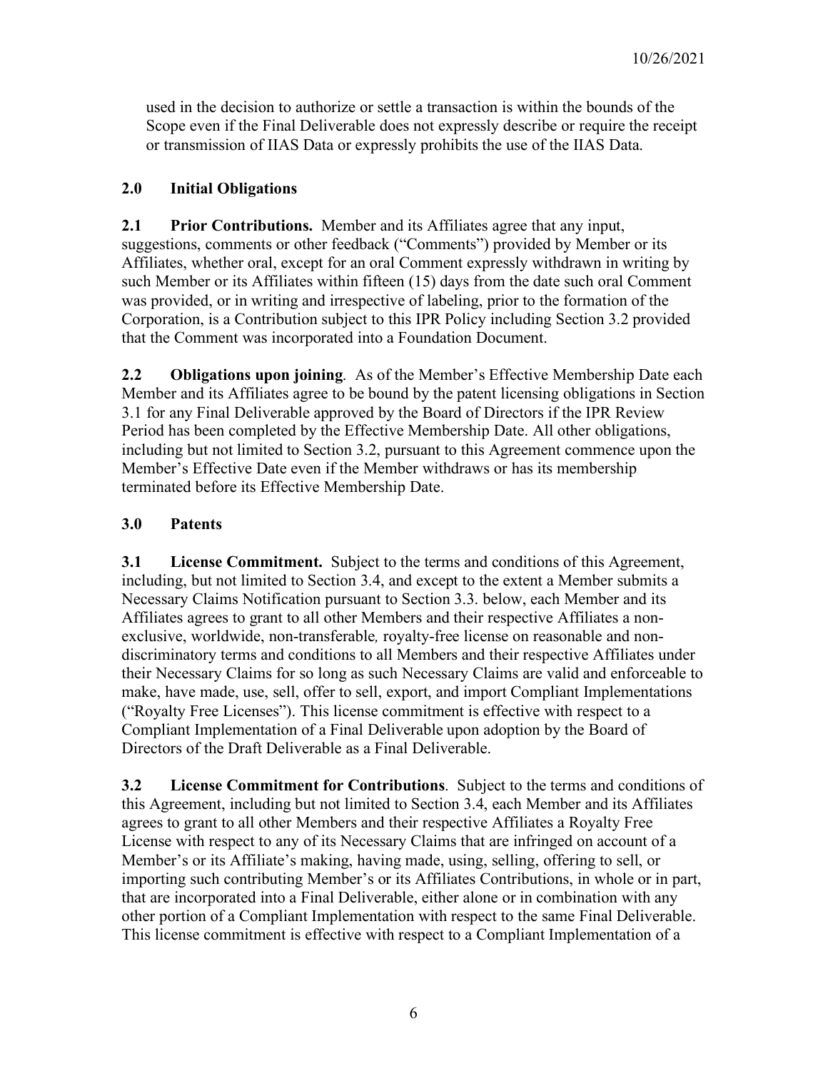used in the decision to authorize or settle a transaction is within the bounds of the Scope even if the Final Deliverable does not expressly describe or require the receipt or transmission of IIAS Data or expressly prohibits the use of the IIAS Data.

## 2.0 Initial Obligations

**2.1 Prior Contributions.** Member and its Affiliates agree that any input, suggestions, comments or other feedback ("Comments") provided by Member or its Affiliates, whether oral, except for an oral Comment expressly withdrawn in writing by such Member or its Affiliates within fifteen (15) days from the date such oral Comment was provided, or in writing and irrespective of labeling, prior to the formation of the Corporation, is a Contribution subject to this IPR Policy including Section 3.2 provided that the Comment was incorporated into a Foundation Document.

**2.2 Obligations upon joining**. As of the Member's Effective Membership Date each Member and its Affiliates agree to be bound by the patent licensing obligations in Section 3.1 for any Final Deliverable approved by the Board of Directors if the IPR Review Period has been completed by the Effective Membership Date. All other obligations, including but not limited to Section 3.2, pursuant to this Agreement commence upon the Member's Effective Date even if the Member withdraws or has its membership terminated before its Effective Membership Date.

## 3.0 Patents

**3.1 License Commitment.** Subject to the terms and conditions of this Agreement, including, but not limited to Section 3.4, and except to the extent a Member submits a Necessary Claims Notification pursuant to Section 3.3. below, each Member and its Affiliates agrees to grant to all other Members and their respective Affiliates a non-exclusive, worldwide, non-transferable*,* royalty-free license on reasonable and non-discriminatory terms and conditions to all Members and their respective Affiliates under their Necessary Claims for so long as such Necessary Claims are valid and enforceable to make, have made, use, sell, offer to sell, export, and import Compliant Implementations ("Royalty Free Licenses"). This license commitment is effective with respect to a Compliant Implementation of a Final Deliverable upon adoption by the Board of Directors of the Draft Deliverable as a Final Deliverable.

**3.2 License Commitment for Contributions**. Subject to the terms and conditions of this Agreement, including but not limited to Section 3.4, each Member and its Affiliates agrees to grant to all other Members and their respective Affiliates a Royalty Free License with respect to any of its Necessary Claims that are infringed on account of a Member's or its Affiliate's making, having made, using, selling, offering to sell, or importing such contributing Member's or its Affiliates Contributions, in whole or in part, that are incorporated into a Final Deliverable, either alone or in combination with any other portion of a Compliant Implementation with respect to the same Final Deliverable. This license commitment is effective with respect to a Compliant Implementation of a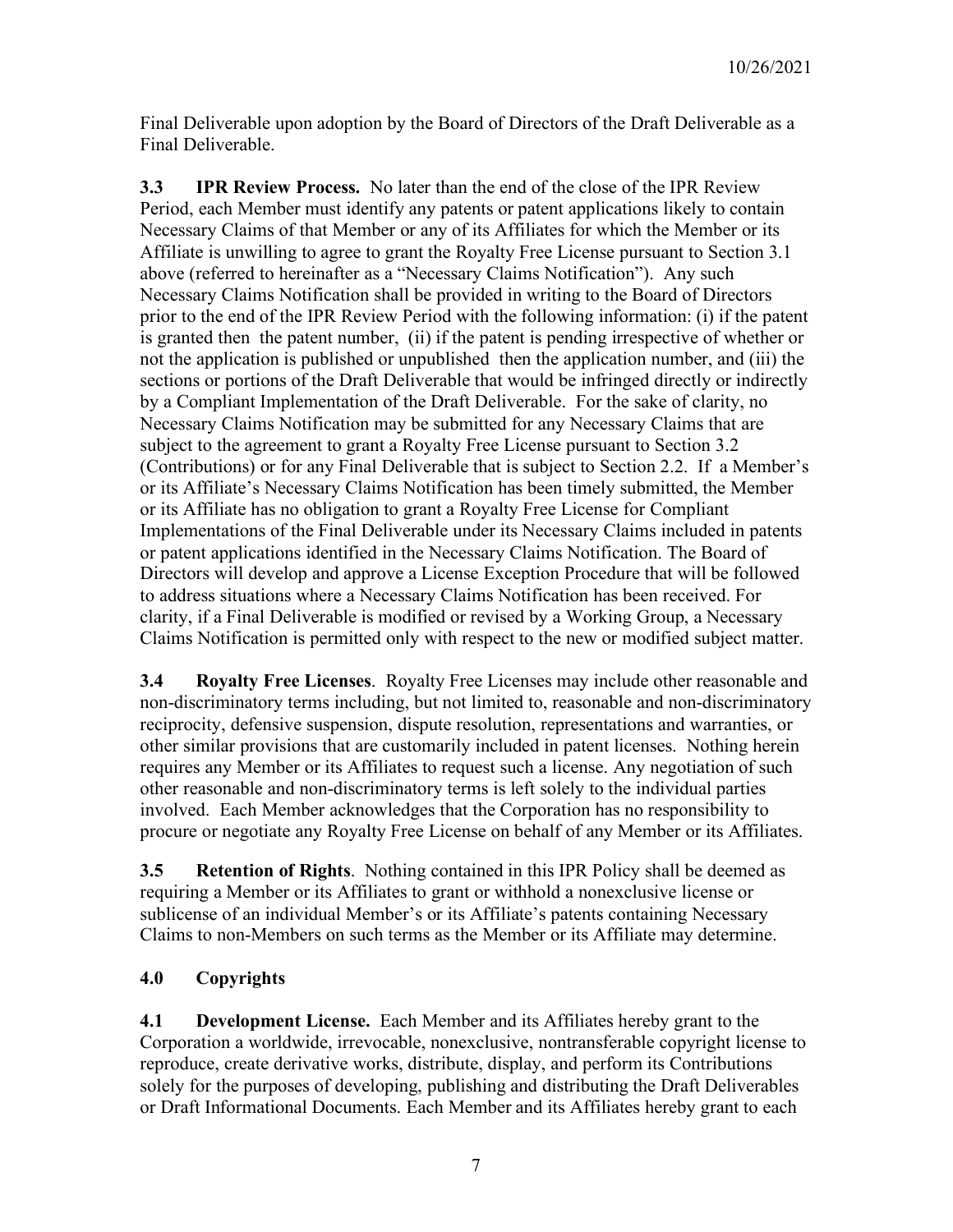Final Deliverable upon adoption by the Board of Directors of the Draft Deliverable as a Final Deliverable.

**3.3 IPR Review Process.** No later than the end of the close of the IPR Review Period, each Member must identify any patents or patent applications likely to contain Necessary Claims of that Member or any of its Affiliates for which the Member or its Affiliate is unwilling to agree to grant the Royalty Free License pursuant to Section 3.1 above (referred to hereinafter as a "Necessary Claims Notification"). Any such Necessary Claims Notification shall be provided in writing to the Board of Directors prior to the end of the IPR Review Period with the following information: (i) if the patent is granted then the patent number, (ii) if the patent is pending irrespective of whether or not the application is published or unpublished then the application number, and (iii) the sections or portions of the Draft Deliverable that would be infringed directly or indirectly by a Compliant Implementation of the Draft Deliverable. For the sake of clarity, no Necessary Claims Notification may be submitted for any Necessary Claims that are subject to the agreement to grant a Royalty Free License pursuant to Section 3.2 (Contributions) or for any Final Deliverable that is subject to Section 2.2. If a Member's or its Affiliate's Necessary Claims Notification has been timely submitted, the Member or its Affiliate has no obligation to grant a Royalty Free License for Compliant Implementations of the Final Deliverable under its Necessary Claims included in patents or patent applications identified in the Necessary Claims Notification. The Board of Directors will develop and approve a License Exception Procedure that will be followed to address situations where a Necessary Claims Notification has been received. For clarity, if a Final Deliverable is modified or revised by a Working Group, a Necessary Claims Notification is permitted only with respect to the new or modified subject matter.

**3.4 Royalty Free Licenses**. Royalty Free Licenses may include other reasonable and non-discriminatory terms including, but not limited to, reasonable and non-discriminatory reciprocity, defensive suspension, dispute resolution, representations and warranties, or other similar provisions that are customarily included in patent licenses. Nothing herein requires any Member or its Affiliates to request such a license. Any negotiation of such other reasonable and non-discriminatory terms is left solely to the individual parties involved. Each Member acknowledges that the Corporation has no responsibility to procure or negotiate any Royalty Free License on behalf of any Member or its Affiliates.

**3.5 Retention of Rights**. Nothing contained in this IPR Policy shall be deemed as requiring a Member or its Affiliates to grant or withhold a nonexclusive license or sublicense of an individual Member's or its Affiliate's patents containing Necessary Claims to non-Members on such terms as the Member or its Affiliate may determine.

## 4.0 Copyrights

**4.1 Development License.** Each Member and its Affiliates hereby grant to the Corporation a worldwide, irrevocable, nonexclusive, nontransferable copyright license to reproduce, create derivative works, distribute, display, and perform its Contributions solely for the purposes of developing, publishing and distributing the Draft Deliverables or Draft Informational Documents. Each Member and its Affiliates hereby grant to each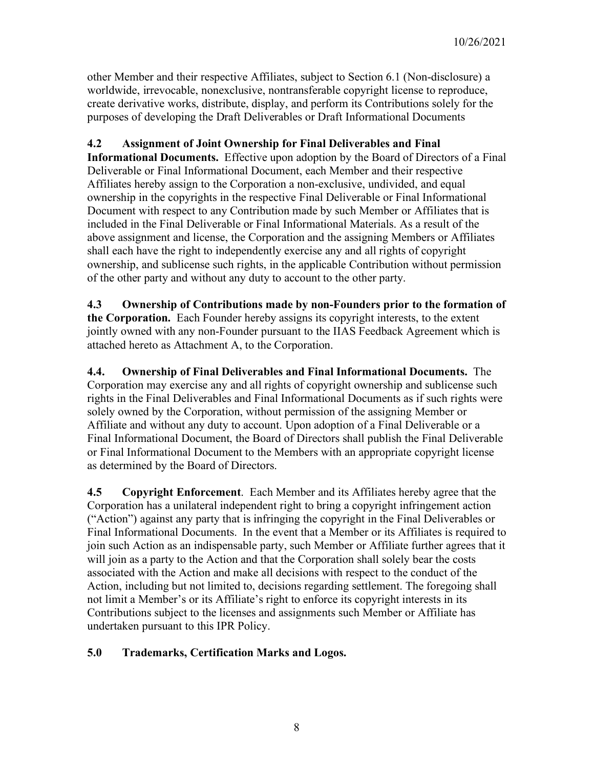other Member and their respective Affiliates, subject to Section 6.1 (Non-disclosure) a worldwide, irrevocable, nonexclusive, nontransferable copyright license to reproduce, create derivative works, distribute, display, and perform its Contributions solely for the purposes of developing the Draft Deliverables or Draft Informational Documents

**4.2 Assignment of Joint Ownership for Final Deliverables and Final Informational Documents.** Effective upon adoption by the Board of Directors of a Final Deliverable or Final Informational Document, each Member and their respective Affiliates hereby assign to the Corporation a non-exclusive, undivided, and equal ownership in the copyrights in the respective Final Deliverable or Final Informational Document with respect to any Contribution made by such Member or Affiliates that is included in the Final Deliverable or Final Informational Materials. As a result of the above assignment and license, the Corporation and the assigning Members or Affiliates shall each have the right to independently exercise any and all rights of copyright ownership, and sublicense such rights, in the applicable Contribution without permission of the other party and without any duty to account to the other party.

**4.3 Ownership of Contributions made by non-Founders prior to the formation of the Corporation.** Each Founder hereby assigns its copyright interests, to the extent jointly owned with any non-Founder pursuant to the IIAS Feedback Agreement which is attached hereto as Attachment A, to the Corporation.

**4.4. Ownership of Final Deliverables and Final Informational Documents.** The Corporation may exercise any and all rights of copyright ownership and sublicense such rights in the Final Deliverables and Final Informational Documents as if such rights were solely owned by the Corporation, without permission of the assigning Member or Affiliate and without any duty to account. Upon adoption of a Final Deliverable or a Final Informational Document, the Board of Directors shall publish the Final Deliverable or Final Informational Document to the Members with an appropriate copyright license as determined by the Board of Directors.

**4.5 Copyright Enforcement**. Each Member and its Affiliates hereby agree that the Corporation has a unilateral independent right to bring a copyright infringement action ("Action") against any party that is infringing the copyright in the Final Deliverables or Final Informational Documents. In the event that a Member or its Affiliates is required to join such Action as an indispensable party, such Member or Affiliate further agrees that it will join as a party to the Action and that the Corporation shall solely bear the costs associated with the Action and make all decisions with respect to the conduct of the Action, including but not limited to, decisions regarding settlement. The foregoing shall not limit a Member's or its Affiliate's right to enforce its copyright interests in its Contributions subject to the licenses and assignments such Member or Affiliate has undertaken pursuant to this IPR Policy.

## 5.0 Trademarks, Certification Marks and Logos.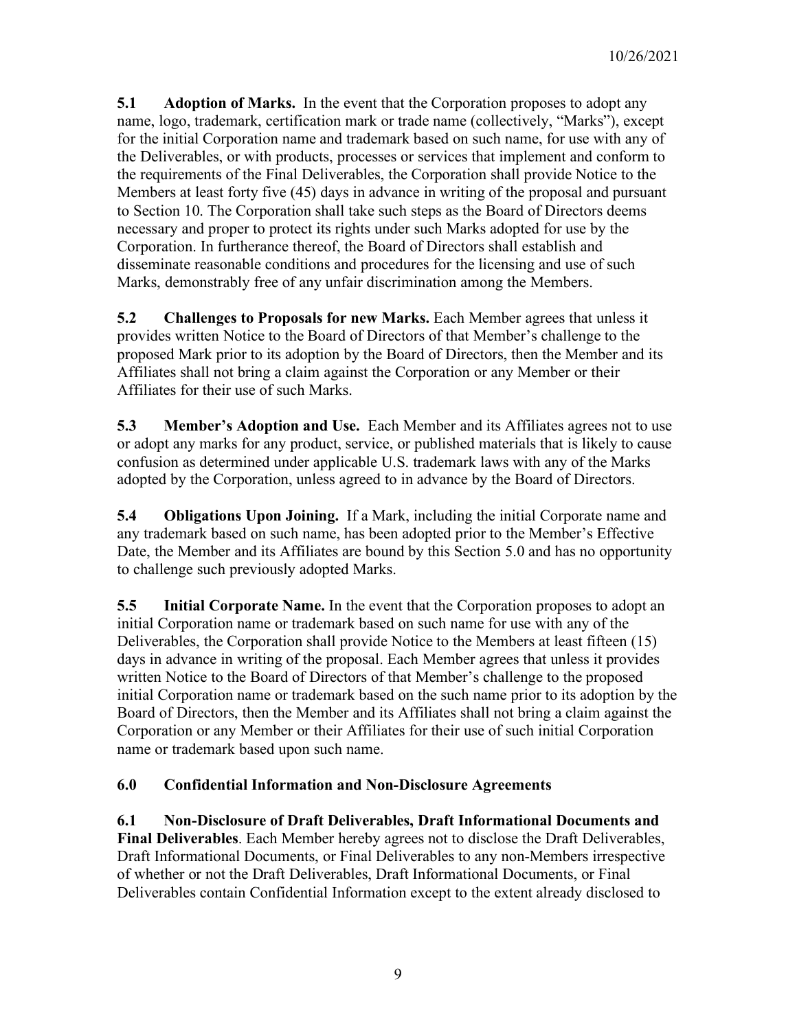**5.1 Adoption of Marks.** In the event that the Corporation proposes to adopt any name, logo, trademark, certification mark or trade name (collectively, "Marks"), except for the initial Corporation name and trademark based on such name, for use with any of the Deliverables, or with products, processes or services that implement and conform to the requirements of the Final Deliverables, the Corporation shall provide Notice to the Members at least forty five (45) days in advance in writing of the proposal and pursuant to Section 10. The Corporation shall take such steps as the Board of Directors deems necessary and proper to protect its rights under such Marks adopted for use by the Corporation. In furtherance thereof, the Board of Directors shall establish and disseminate reasonable conditions and procedures for the licensing and use of such Marks, demonstrably free of any unfair discrimination among the Members.

**5.2 Challenges to Proposals for new Marks.** Each Member agrees that unless it provides written Notice to the Board of Directors of that Member's challenge to the proposed Mark prior to its adoption by the Board of Directors, then the Member and its Affiliates shall not bring a claim against the Corporation or any Member or their Affiliates for their use of such Marks.

**5.3 Member's Adoption and Use.** Each Member and its Affiliates agrees not to use or adopt any marks for any product, service, or published materials that is likely to cause confusion as determined under applicable U.S. trademark laws with any of the Marks adopted by the Corporation, unless agreed to in advance by the Board of Directors.

**5.4 Obligations Upon Joining.** If a Mark, including the initial Corporate name and any trademark based on such name, has been adopted prior to the Member's Effective Date, the Member and its Affiliates are bound by this Section 5.0 and has no opportunity to challenge such previously adopted Marks.

**5.5 Initial Corporate Name.** In the event that the Corporation proposes to adopt an initial Corporation name or trademark based on such name for use with any of the Deliverables, the Corporation shall provide Notice to the Members at least fifteen (15) days in advance in writing of the proposal. Each Member agrees that unless it provides written Notice to the Board of Directors of that Member's challenge to the proposed initial Corporation name or trademark based on the such name prior to its adoption by the Board of Directors, then the Member and its Affiliates shall not bring a claim against the Corporation or any Member or their Affiliates for their use of such initial Corporation name or trademark based upon such name.

## 6.0 Confidential Information and Non-Disclosure Agreements

**6.1 Non-Disclosure of Draft Deliverables, Draft Informational Documents and Final Deliverables**. Each Member hereby agrees not to disclose the Draft Deliverables, Draft Informational Documents, or Final Deliverables to any non-Members irrespective of whether or not the Draft Deliverables, Draft Informational Documents, or Final Deliverables contain Confidential Information except to the extent already disclosed to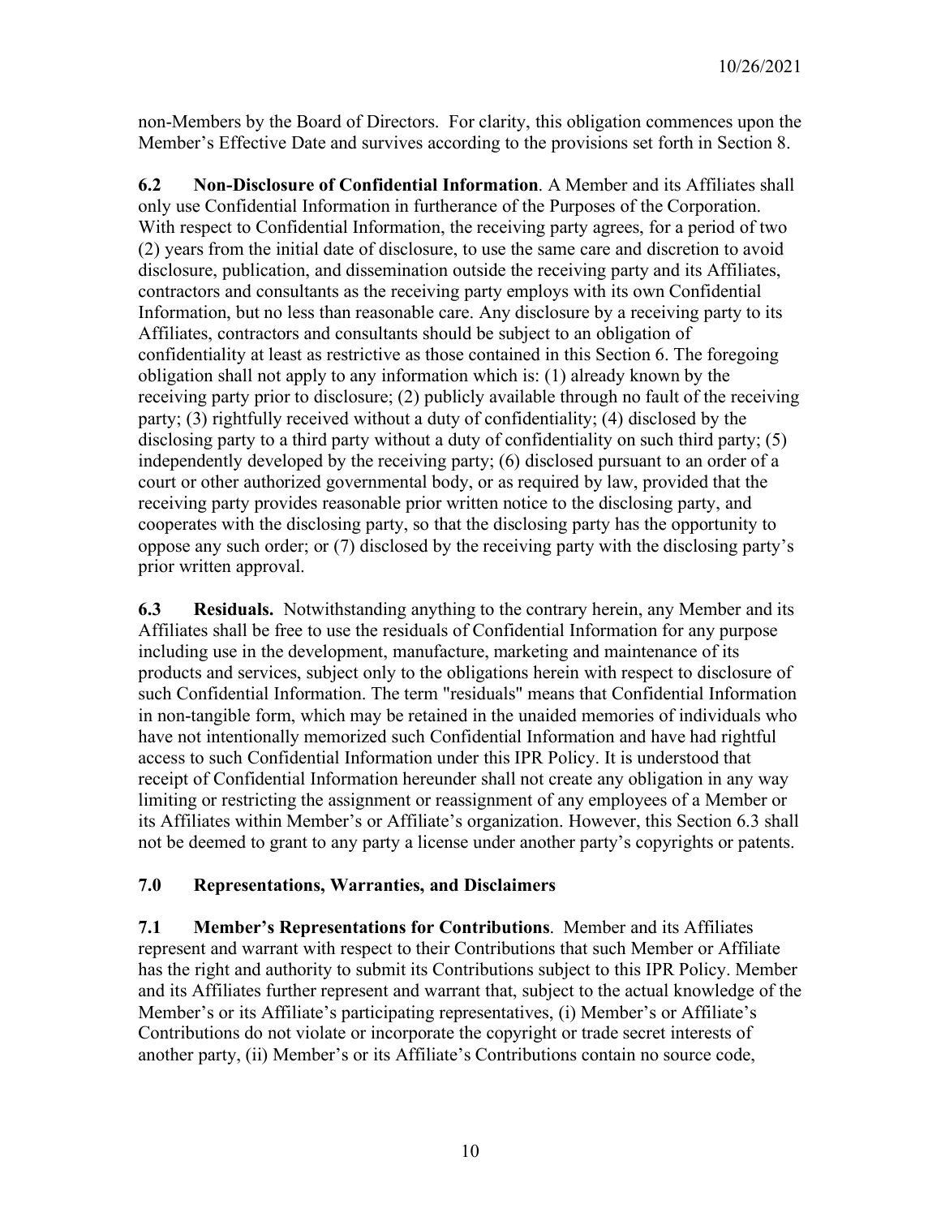non-Members by the Board of Directors. For clarity, this obligation commences upon the Member's Effective Date and survives according to the provisions set forth in Section 8.

**6.2 Non-Disclosure of Confidential Information**. A Member and its Affiliates shall only use Confidential Information in furtherance of the Purposes of the Corporation. With respect to Confidential Information, the receiving party agrees, for a period of two (2) years from the initial date of disclosure, to use the same care and discretion to avoid disclosure, publication, and dissemination outside the receiving party and its Affiliates, contractors and consultants as the receiving party employs with its own Confidential Information, but no less than reasonable care. Any disclosure by a receiving party to its Affiliates, contractors and consultants should be subject to an obligation of confidentiality at least as restrictive as those contained in this Section 6. The foregoing obligation shall not apply to any information which is: (1) already known by the receiving party prior to disclosure; (2) publicly available through no fault of the receiving party; (3) rightfully received without a duty of confidentiality; (4) disclosed by the disclosing party to a third party without a duty of confidentiality on such third party; (5) independently developed by the receiving party; (6) disclosed pursuant to an order of a court or other authorized governmental body, or as required by law, provided that the receiving party provides reasonable prior written notice to the disclosing party, and cooperates with the disclosing party, so that the disclosing party has the opportunity to oppose any such order; or (7) disclosed by the receiving party with the disclosing party's prior written approval.

**6.3 Residuals.** Notwithstanding anything to the contrary herein, any Member and its Affiliates shall be free to use the residuals of Confidential Information for any purpose including use in the development, manufacture, marketing and maintenance of its products and services, subject only to the obligations herein with respect to disclosure of such Confidential Information. The term "residuals" means that Confidential Information in non-tangible form, which may be retained in the unaided memories of individuals who have not intentionally memorized such Confidential Information and have had rightful access to such Confidential Information under this IPR Policy. It is understood that receipt of Confidential Information hereunder shall not create any obligation in any way limiting or restricting the assignment or reassignment of any employees of a Member or its Affiliates within Member's or Affiliate's organization. However, this Section 6.3 shall not be deemed to grant to any party a license under another party's copyrights or patents.

## 7.0 Representations, Warranties, and Disclaimers

**7.1 Member's Representations for Contributions**. Member and its Affiliates represent and warrant with respect to their Contributions that such Member or Affiliate has the right and authority to submit its Contributions subject to this IPR Policy. Member and its Affiliates further represent and warrant that, subject to the actual knowledge of the Member's or its Affiliate's participating representatives, (i) Member's or Affiliate's Contributions do not violate or incorporate the copyright or trade secret interests of another party, (ii) Member's or its Affiliate's Contributions contain no source code,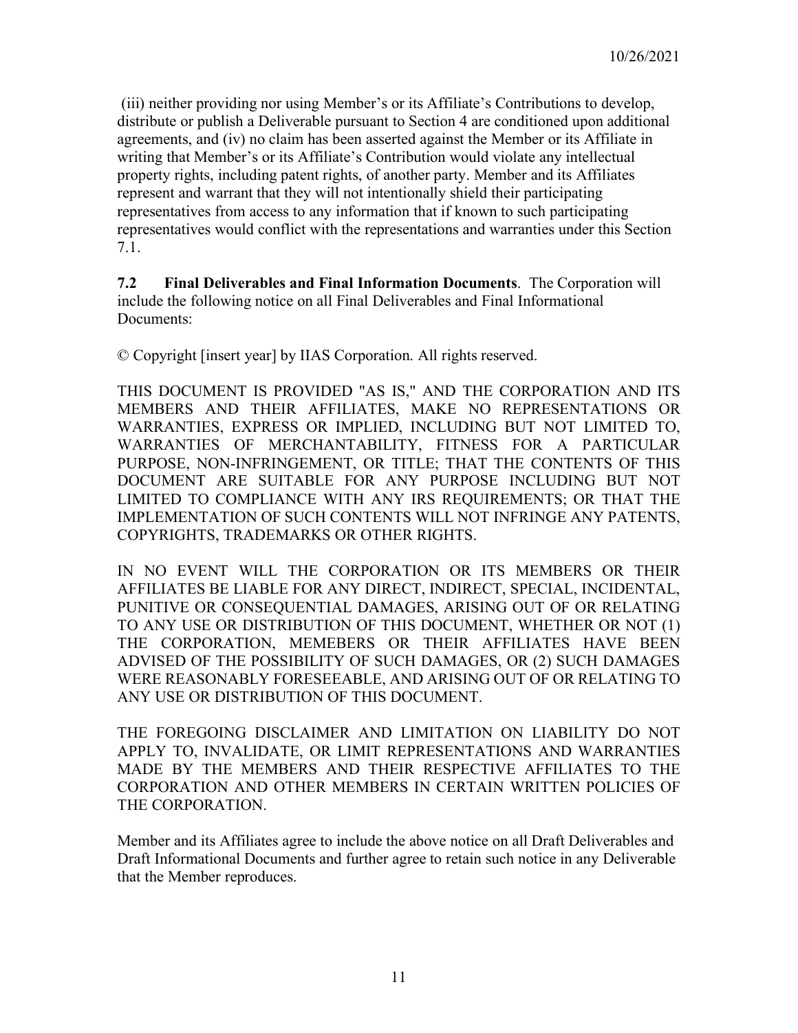(iii) neither providing nor using Member's or its Affiliate's Contributions to develop, distribute or publish a Deliverable pursuant to Section 4 are conditioned upon additional agreements, and (iv) no claim has been asserted against the Member or its Affiliate in writing that Member's or its Affiliate's Contribution would violate any intellectual property rights, including patent rights, of another party. Member and its Affiliates represent and warrant that they will not intentionally shield their participating representatives from access to any information that if known to such participating representatives would conflict with the representations and warranties under this Section 7.1.

**7.2 Final Deliverables and Final Information Documents**. The Corporation will include the following notice on all Final Deliverables and Final Informational Documents:

© Copyright [insert year] by IIAS Corporation. All rights reserved.

THIS DOCUMENT IS PROVIDED "AS IS," AND THE CORPORATION AND ITS MEMBERS AND THEIR AFFILIATES, MAKE NO REPRESENTATIONS OR WARRANTIES, EXPRESS OR IMPLIED, INCLUDING BUT NOT LIMITED TO, WARRANTIES OF MERCHANTABILITY, FITNESS FOR A PARTICULAR PURPOSE, NON-INFRINGEMENT, OR TITLE; THAT THE CONTENTS OF THIS DOCUMENT ARE SUITABLE FOR ANY PURPOSE INCLUDING BUT NOT LIMITED TO COMPLIANCE WITH ANY IRS REQUIREMENTS; OR THAT THE IMPLEMENTATION OF SUCH CONTENTS WILL NOT INFRINGE ANY PATENTS, COPYRIGHTS, TRADEMARKS OR OTHER RIGHTS.

IN NO EVENT WILL THE CORPORATION OR ITS MEMBERS OR THEIR AFFILIATES BE LIABLE FOR ANY DIRECT, INDIRECT, SPECIAL, INCIDENTAL, PUNITIVE OR CONSEQUENTIAL DAMAGES, ARISING OUT OF OR RELATING TO ANY USE OR DISTRIBUTION OF THIS DOCUMENT, WHETHER OR NOT (1) THE CORPORATION, MEMEBERS OR THEIR AFFILIATES HAVE BEEN ADVISED OF THE POSSIBILITY OF SUCH DAMAGES, OR (2) SUCH DAMAGES WERE REASONABLY FORESEEABLE, AND ARISING OUT OF OR RELATING TO ANY USE OR DISTRIBUTION OF THIS DOCUMENT.

THE FOREGOING DISCLAIMER AND LIMITATION ON LIABILITY DO NOT APPLY TO, INVALIDATE, OR LIMIT REPRESENTATIONS AND WARRANTIES MADE BY THE MEMBERS AND THEIR RESPECTIVE AFFILIATES TO THE CORPORATION AND OTHER MEMBERS IN CERTAIN WRITTEN POLICIES OF THE CORPORATION.

Member and its Affiliates agree to include the above notice on all Draft Deliverables and Draft Informational Documents and further agree to retain such notice in any Deliverable that the Member reproduces.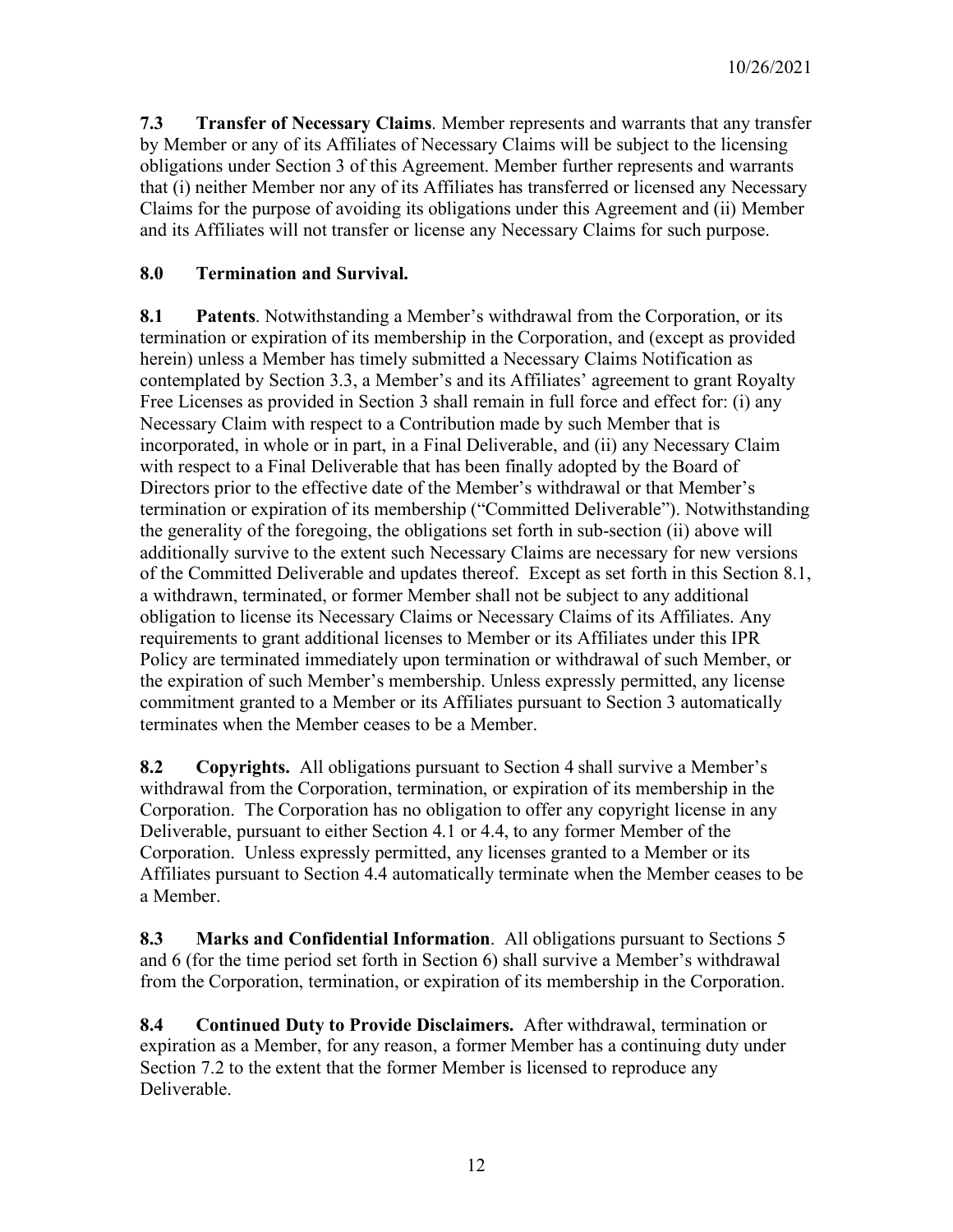**7.3 Transfer of Necessary Claims**. Member represents and warrants that any transfer by Member or any of its Affiliates of Necessary Claims will be subject to the licensing obligations under Section 3 of this Agreement. Member further represents and warrants that (i) neither Member nor any of its Affiliates has transferred or licensed any Necessary Claims for the purpose of avoiding its obligations under this Agreement and (ii) Member and its Affiliates will not transfer or license any Necessary Claims for such purpose.

## 8.0 Termination and Survival.

**8.1 Patents**. Notwithstanding a Member's withdrawal from the Corporation, or its termination or expiration of its membership in the Corporation, and (except as provided herein) unless a Member has timely submitted a Necessary Claims Notification as contemplated by Section 3.3, a Member's and its Affiliates' agreement to grant Royalty Free Licenses as provided in Section 3 shall remain in full force and effect for: (i) any Necessary Claim with respect to a Contribution made by such Member that is incorporated, in whole or in part, in a Final Deliverable, and (ii) any Necessary Claim with respect to a Final Deliverable that has been finally adopted by the Board of Directors prior to the effective date of the Member's withdrawal or that Member's termination or expiration of its membership ("Committed Deliverable"). Notwithstanding the generality of the foregoing, the obligations set forth in sub-section (ii) above will additionally survive to the extent such Necessary Claims are necessary for new versions of the Committed Deliverable and updates thereof. Except as set forth in this Section 8.1, a withdrawn, terminated, or former Member shall not be subject to any additional obligation to license its Necessary Claims or Necessary Claims of its Affiliates. Any requirements to grant additional licenses to Member or its Affiliates under this IPR Policy are terminated immediately upon termination or withdrawal of such Member, or the expiration of such Member's membership. Unless expressly permitted, any license commitment granted to a Member or its Affiliates pursuant to Section 3 automatically terminates when the Member ceases to be a Member.

**8.2 Copyrights.** All obligations pursuant to Section 4 shall survive a Member's withdrawal from the Corporation, termination, or expiration of its membership in the Corporation. The Corporation has no obligation to offer any copyright license in any Deliverable, pursuant to either Section 4.1 or 4.4, to any former Member of the Corporation. Unless expressly permitted, any licenses granted to a Member or its Affiliates pursuant to Section 4.4 automatically terminate when the Member ceases to be a Member.

**8.3 Marks and Confidential Information**. All obligations pursuant to Sections 5 and 6 (for the time period set forth in Section 6) shall survive a Member's withdrawal from the Corporation, termination, or expiration of its membership in the Corporation.

**8.4 Continued Duty to Provide Disclaimers.** After withdrawal, termination or expiration as a Member, for any reason, a former Member has a continuing duty under Section 7.2 to the extent that the former Member is licensed to reproduce any Deliverable.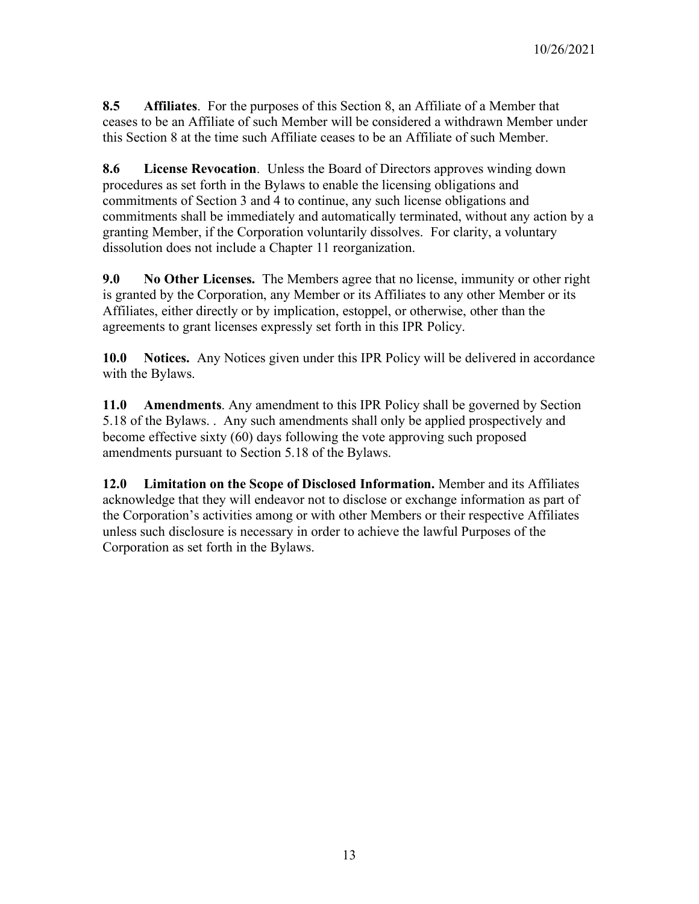**8.5 Affiliates**. For the purposes of this Section 8, an Affiliate of a Member that ceases to be an Affiliate of such Member will be considered a withdrawn Member under this Section 8 at the time such Affiliate ceases to be an Affiliate of such Member.

**8.6 License Revocation**. Unless the Board of Directors approves winding down procedures as set forth in the Bylaws to enable the licensing obligations and commitments of Section 3 and 4 to continue, any such license obligations and commitments shall be immediately and automatically terminated, without any action by a granting Member, if the Corporation voluntarily dissolves. For clarity, a voluntary dissolution does not include a Chapter 11 reorganization.

**9.0 No Other Licenses.** The Members agree that no license, immunity or other right is granted by the Corporation, any Member or its Affiliates to any other Member or its Affiliates, either directly or by implication, estoppel, or otherwise, other than the agreements to grant licenses expressly set forth in this IPR Policy.

**10.0 Notices.** Any Notices given under this IPR Policy will be delivered in accordance with the Bylaws.

**11.0 Amendments**. Any amendment to this IPR Policy shall be governed by Section 5.18 of the Bylaws. . Any such amendments shall only be applied prospectively and become effective sixty (60) days following the vote approving such proposed amendments pursuant to Section 5.18 of the Bylaws.

**12.0 Limitation on the Scope of Disclosed Information.** Member and its Affiliates acknowledge that they will endeavor not to disclose or exchange information as part of the Corporation's activities among or with other Members or their respective Affiliates unless such disclosure is necessary in order to achieve the lawful Purposes of the Corporation as set forth in the Bylaws.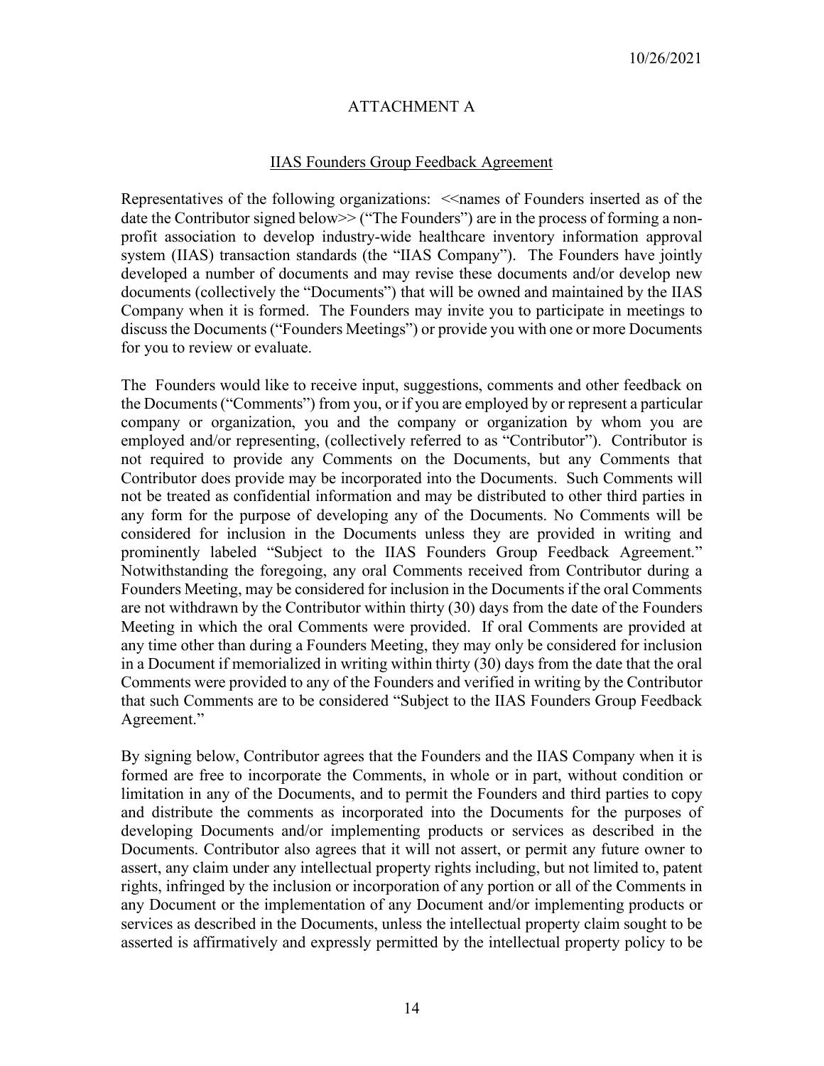10/26/2021

# ATTACHMENT A

## IIAS Founders Group Feedback Agreement

Representatives of the following organizations: <<names of Founders inserted as of the date the Contributor signed below>> ("The Founders") are in the process of forming a non-profit association to develop industry-wide healthcare inventory information approval system (IIAS) transaction standards (the "IIAS Company"). The Founders have jointly developed a number of documents and may revise these documents and/or develop new documents (collectively the "Documents") that will be owned and maintained by the IIAS Company when it is formed. The Founders may invite you to participate in meetings to discuss the Documents ("Founders Meetings") or provide you with one or more Documents for you to review or evaluate.

The Founders would like to receive input, suggestions, comments and other feedback on the Documents ("Comments") from you, or if you are employed by or represent a particular company or organization, you and the company or organization by whom you are employed and/or representing, (collectively referred to as "Contributor"). Contributor is not required to provide any Comments on the Documents, but any Comments that Contributor does provide may be incorporated into the Documents. Such Comments will not be treated as confidential information and may be distributed to other third parties in any form for the purpose of developing any of the Documents. No Comments will be considered for inclusion in the Documents unless they are provided in writing and prominently labeled "Subject to the IIAS Founders Group Feedback Agreement." Notwithstanding the foregoing, any oral Comments received from Contributor during a Founders Meeting, may be considered for inclusion in the Documents if the oral Comments are not withdrawn by the Contributor within thirty (30) days from the date of the Founders Meeting in which the oral Comments were provided. If oral Comments are provided at any time other than during a Founders Meeting, they may only be considered for inclusion in a Document if memorialized in writing within thirty (30) days from the date that the oral Comments were provided to any of the Founders and verified in writing by the Contributor that such Comments are to be considered "Subject to the IIAS Founders Group Feedback Agreement."

By signing below, Contributor agrees that the Founders and the IIAS Company when it is formed are free to incorporate the Comments, in whole or in part, without condition or limitation in any of the Documents, and to permit the Founders and third parties to copy and distribute the comments as incorporated into the Documents for the purposes of developing Documents and/or implementing products or services as described in the Documents. Contributor also agrees that it will not assert, or permit any future owner to assert, any claim under any intellectual property rights including, but not limited to, patent rights, infringed by the inclusion or incorporation of any portion or all of the Comments in any Document or the implementation of any Document and/or implementing products or services as described in the Documents, unless the intellectual property claim sought to be asserted is affirmatively and expressly permitted by the intellectual property policy to be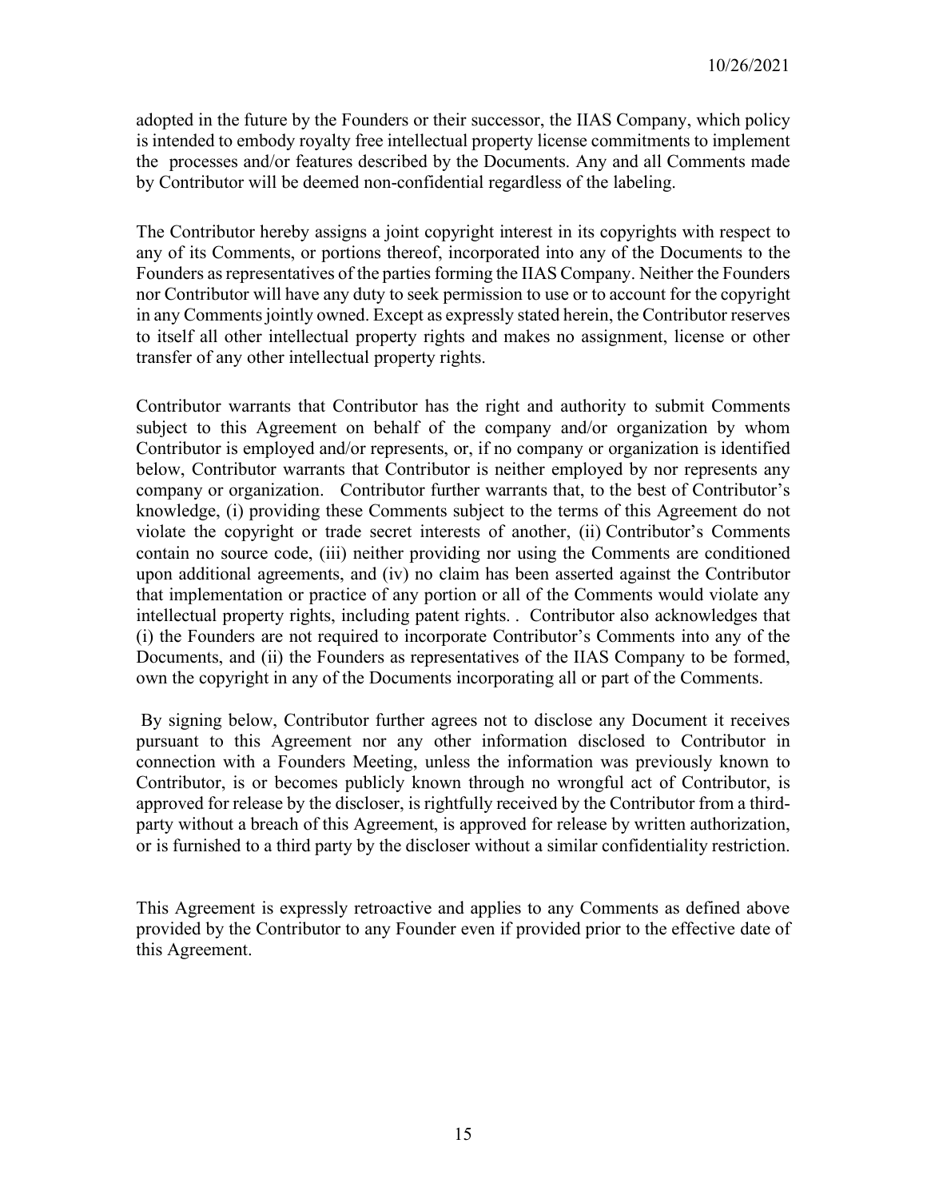adopted in the future by the Founders or their successor, the IIAS Company, which policy is intended to embody royalty free intellectual property license commitments to implement the processes and/or features described by the Documents. Any and all Comments made by Contributor will be deemed non-confidential regardless of the labeling.

The Contributor hereby assigns a joint copyright interest in its copyrights with respect to any of its Comments, or portions thereof, incorporated into any of the Documents to the Founders as representatives of the parties forming the IIAS Company. Neither the Founders nor Contributor will have any duty to seek permission to use or to account for the copyright in any Comments jointly owned. Except as expressly stated herein, the Contributor reserves to itself all other intellectual property rights and makes no assignment, license or other transfer of any other intellectual property rights.

Contributor warrants that Contributor has the right and authority to submit Comments subject to this Agreement on behalf of the company and/or organization by whom Contributor is employed and/or represents, or, if no company or organization is identified below, Contributor warrants that Contributor is neither employed by nor represents any company or organization. Contributor further warrants that, to the best of Contributor's knowledge, (i) providing these Comments subject to the terms of this Agreement do not violate the copyright or trade secret interests of another, (ii) Contributor's Comments contain no source code, (iii) neither providing nor using the Comments are conditioned upon additional agreements, and (iv) no claim has been asserted against the Contributor that implementation or practice of any portion or all of the Comments would violate any intellectual property rights, including patent rights. . Contributor also acknowledges that (i) the Founders are not required to incorporate Contributor's Comments into any of the Documents, and (ii) the Founders as representatives of the IIAS Company to be formed, own the copyright in any of the Documents incorporating all or part of the Comments.

By signing below, Contributor further agrees not to disclose any Document it receives pursuant to this Agreement nor any other information disclosed to Contributor in connection with a Founders Meeting, unless the information was previously known to Contributor, is or becomes publicly known through no wrongful act of Contributor, is approved for release by the discloser, is rightfully received by the Contributor from a third-party without a breach of this Agreement, is approved for release by written authorization, or is furnished to a third party by the discloser without a similar confidentiality restriction.

This Agreement is expressly retroactive and applies to any Comments as defined above provided by the Contributor to any Founder even if provided prior to the effective date of this Agreement.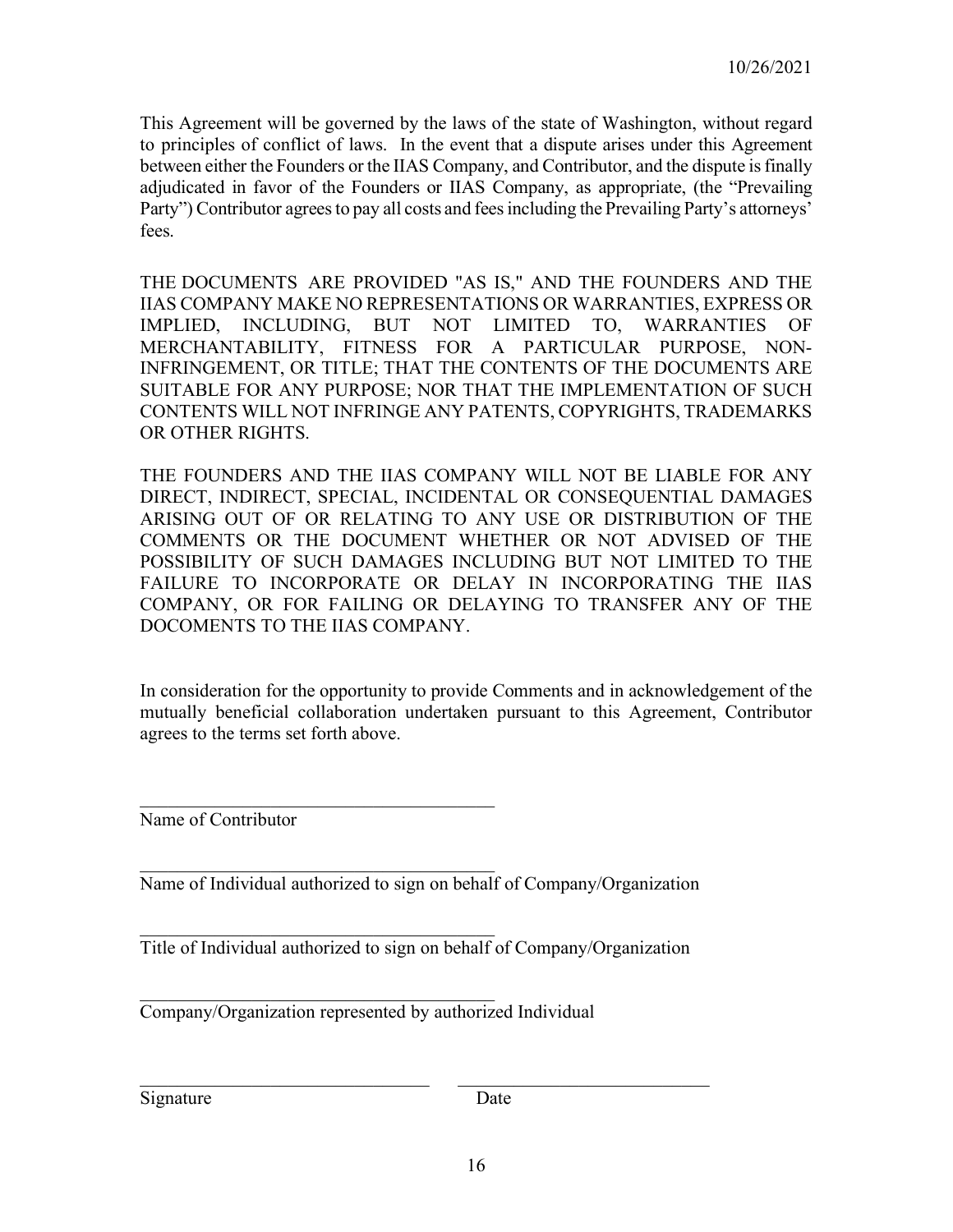This Agreement will be governed by the laws of the state of Washington, without regard to principles of conflict of laws. In the event that a dispute arises under this Agreement between either the Founders or the IIAS Company, and Contributor, and the dispute is finally adjudicated in favor of the Founders or IIAS Company, as appropriate, (the "Prevailing Party") Contributor agrees to pay all costs and fees including the Prevailing Party's attorneys' fees.

THE DOCUMENTS ARE PROVIDED "AS IS," AND THE FOUNDERS AND THE IIAS COMPANY MAKE NO REPRESENTATIONS OR WARRANTIES, EXPRESS OR IMPLIED, INCLUDING, BUT NOT LIMITED TO, WARRANTIES OF MERCHANTABILITY, FITNESS FOR A PARTICULAR PURPOSE, NON-INFRINGEMENT, OR TITLE; THAT THE CONTENTS OF THE DOCUMENTS ARE SUITABLE FOR ANY PURPOSE; NOR THAT THE IMPLEMENTATION OF SUCH CONTENTS WILL NOT INFRINGE ANY PATENTS, COPYRIGHTS, TRADEMARKS OR OTHER RIGHTS.

THE FOUNDERS AND THE IIAS COMPANY WILL NOT BE LIABLE FOR ANY DIRECT, INDIRECT, SPECIAL, INCIDENTAL OR CONSEQUENTIAL DAMAGES ARISING OUT OF OR RELATING TO ANY USE OR DISTRIBUTION OF THE COMMENTS OR THE DOCUMENT WHETHER OR NOT ADVISED OF THE POSSIBILITY OF SUCH DAMAGES INCLUDING BUT NOT LIMITED TO THE FAILURE TO INCORPORATE OR DELAY IN INCORPORATING THE IIAS COMPANY, OR FOR FAILING OR DELAYING TO TRANSFER ANY OF THE DOCOMENTS TO THE IIAS COMPANY.

In consideration for the opportunity to provide Comments and in acknowledgement of the mutually beneficial collaboration undertaken pursuant to this Agreement, Contributor agrees to the terms set forth above.

_______________________________________
Name of Contributor

_______________________________________
Name of Individual authorized to sign on behalf of Company/Organization

_______________________________________
Title of Individual authorized to sign on behalf of Company/Organization

_______________________________________
Company/Organization represented by authorized Individual

________________________________ ____________________________
Signature Date